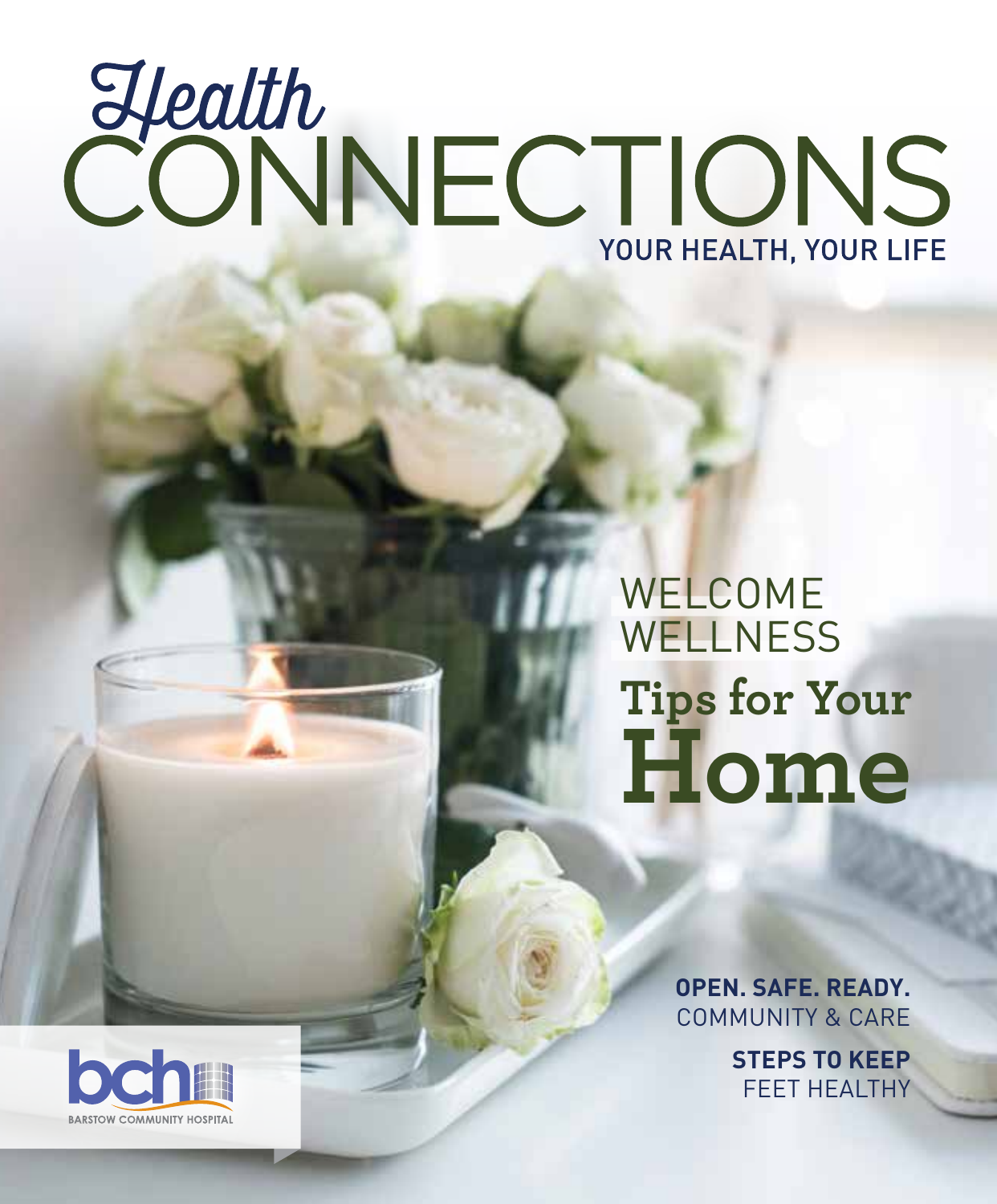# Health CONNECTIONS

YOUR HEALTH, YOUR LIFE

WELCOME WELLNESS

## Tips for Your Home

**OPEN. SAFE. READY.**
COMMUNITY & CARE

**STEPS TO KEEP**
FEET HEALTHY

bch
BARSTOW COMMUNITY HOSPITAL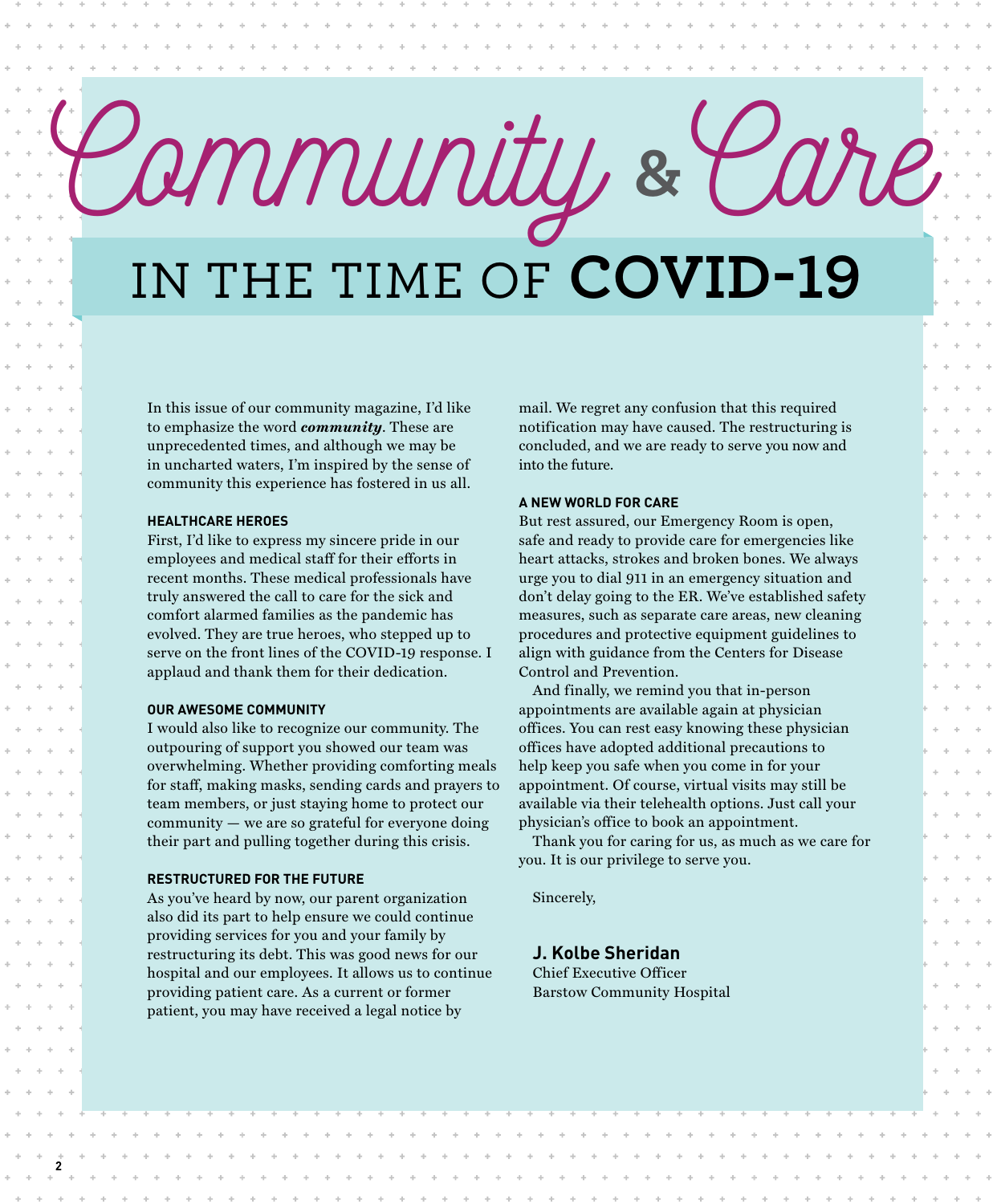# Community & Care

## IN THE TIME OF COVID-19

In this issue of our community magazine, I'd like to emphasize the word ***community***. These are unprecedented times, and although we may be in uncharted waters, I'm inspired by the sense of community this experience has fostered in us all.

### HEALTHCARE HEROES

First, I'd like to express my sincere pride in our employees and medical staff for their efforts in recent months. These medical professionals have truly answered the call to care for the sick and comfort alarmed families as the pandemic has evolved. They are true heroes, who stepped up to serve on the front lines of the COVID-19 response. I applaud and thank them for their dedication.

### OUR AWESOME COMMUNITY

I would also like to recognize our community. The outpouring of support you showed our team was overwhelming. Whether providing comforting meals for staff, making masks, sending cards and prayers to team members, or just staying home to protect our community — we are so grateful for everyone doing their part and pulling together during this crisis.

### RESTRUCTURED FOR THE FUTURE

As you've heard by now, our parent organization also did its part to help ensure we could continue providing services for you and your family by restructuring its debt. This was good news for our hospital and our employees. It allows us to continue providing patient care. As a current or former patient, you may have received a legal notice by mail. We regret any confusion that this required notification may have caused. The restructuring is concluded, and we are ready to serve you now and into the future.

### A NEW WORLD FOR CARE

But rest assured, our Emergency Room is open, safe and ready to provide care for emergencies like heart attacks, strokes and broken bones. We always urge you to dial 911 in an emergency situation and don't delay going to the ER. We've established safety measures, such as separate care areas, new cleaning procedures and protective equipment guidelines to align with guidance from the Centers for Disease Control and Prevention.

And finally, we remind you that in-person appointments are available again at physician offices. You can rest easy knowing these physician offices have adopted additional precautions to help keep you safe when you come in for your appointment. Of course, virtual visits may still be available via their telehealth options. Just call your physician's office to book an appointment.

Thank you for caring for us, as much as we care for you. It is our privilege to serve you.

Sincerely,

**J. Kolbe Sheridan**
Chief Executive Officer
Barstow Community Hospital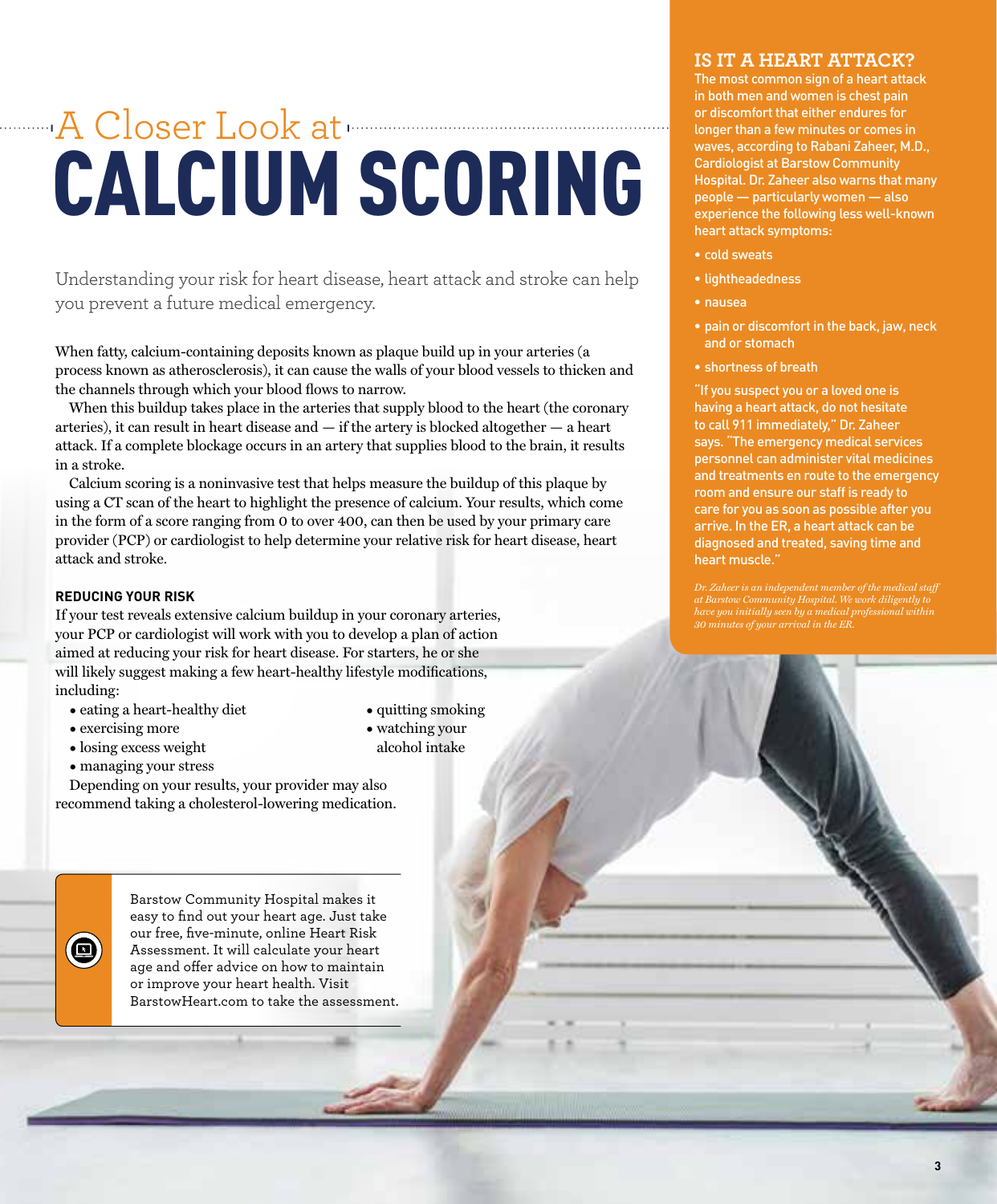# A Closer Look at CALCIUM SCORING

Understanding your risk for heart disease, heart attack and stroke can help you prevent a future medical emergency.

When fatty, calcium-containing deposits known as plaque build up in your arteries (a process known as atherosclerosis), it can cause the walls of your blood vessels to thicken and the channels through which your blood flows to narrow.

When this buildup takes place in the arteries that supply blood to the heart (the coronary arteries), it can result in heart disease and — if the artery is blocked altogether — a heart attack. If a complete blockage occurs in an artery that supplies blood to the brain, it results in a stroke.

Calcium scoring is a noninvasive test that helps measure the buildup of this plaque by using a CT scan of the heart to highlight the presence of calcium. Your results, which come in the form of a score ranging from 0 to over 400, can then be used by your primary care provider (PCP) or cardiologist to help determine your relative risk for heart disease, heart attack and stroke.

### REDUCING YOUR RISK

If your test reveals extensive calcium buildup in your coronary arteries, your PCP or cardiologist will work with you to develop a plan of action aimed at reducing your risk for heart disease. For starters, he or she will likely suggest making a few heart-healthy lifestyle modifications, including:

- eating a heart-healthy diet
- exercising more
- losing excess weight
- managing your stress
- quitting smoking
- watching your alcohol intake

Depending on your results, your provider may also recommend taking a cholesterol-lowering medication.

Barstow Community Hospital makes it easy to find out your heart age. Just take our free, five-minute, online Heart Risk Assessment. It will calculate your heart age and offer advice on how to maintain or improve your heart health. Visit BarstowHeart.com to take the assessment.

## IS IT A HEART ATTACK?

The most common sign of a heart attack in both men and women is chest pain or discomfort that either endures for longer than a few minutes or comes in waves, according to Rabani Zaheer, M.D., Cardiologist at Barstow Community Hospital. Dr. Zaheer also warns that many people — particularly women — also experience the following less well-known heart attack symptoms:

- cold sweats
- lightheadedness
- nausea
- pain or discomfort in the back, jaw, neck and or stomach
- shortness of breath

"If you suspect you or a loved one is having a heart attack, do not hesitate to call 911 immediately," Dr. Zaheer says. "The emergency medical services personnel can administer vital medicines and treatments en route to the emergency room and ensure our staff is ready to care for you as soon as possible after you arrive. In the ER, a heart attack can be diagnosed and treated, saving time and heart muscle."

*Dr. Zaheer is an independent member of the medical staff at Barstow Community Hospital. We work diligently to have you initially seen by a medical professional within 30 minutes of your arrival in the ER.*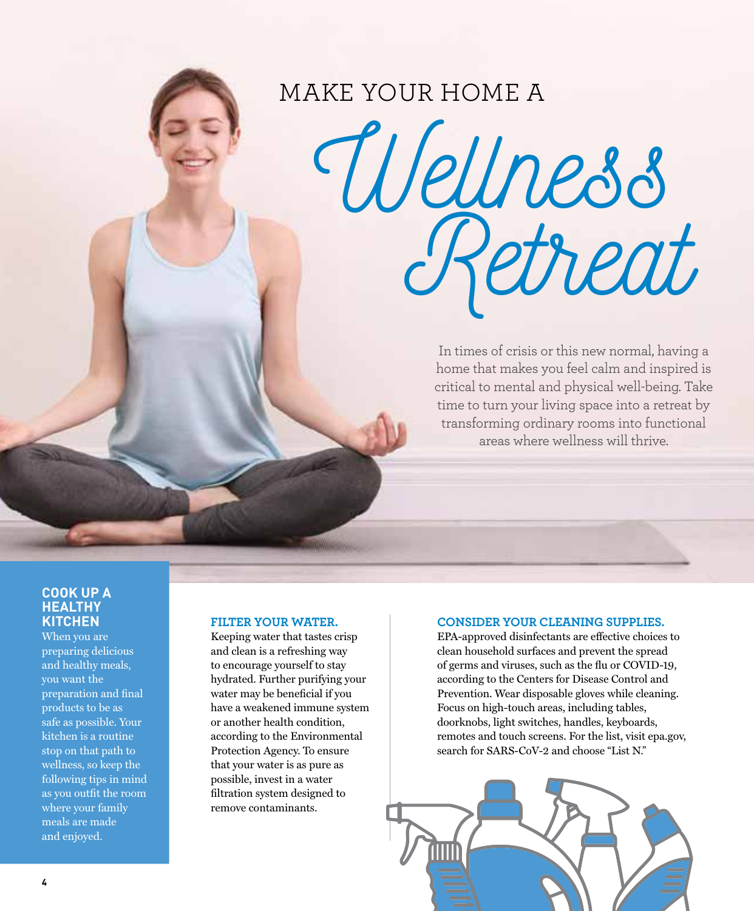# MAKE YOUR HOME A *Wellness Retreat*

In times of crisis or this new normal, having a home that makes you feel calm and inspired is critical to mental and physical well-being. Take time to turn your living space into a retreat by transforming ordinary rooms into functional areas where wellness will thrive.

## COOK UP A HEALTHY KITCHEN

When you are preparing delicious and healthy meals, you want the preparation and final products to be as safe as possible. Your kitchen is a routine stop on that path to wellness, so keep the following tips in mind as you outfit the room where your family meals are made and enjoyed.

### FILTER YOUR WATER.

Keeping water that tastes crisp and clean is a refreshing way to encourage yourself to stay hydrated. Further purifying your water may be beneficial if you have a weakened immune system or another health condition, according to the Environmental Protection Agency. To ensure that your water is as pure as possible, invest in a water filtration system designed to remove contaminants.

### CONSIDER YOUR CLEANING SUPPLIES.

EPA-approved disinfectants are effective choices to clean household surfaces and prevent the spread of germs and viruses, such as the flu or COVID-19, according to the Centers for Disease Control and Prevention. Wear disposable gloves while cleaning. Focus on high-touch areas, including tables, doorknobs, light switches, handles, keyboards, remotes and touch screens. For the list, visit epa.gov, search for SARS-CoV-2 and choose "List N."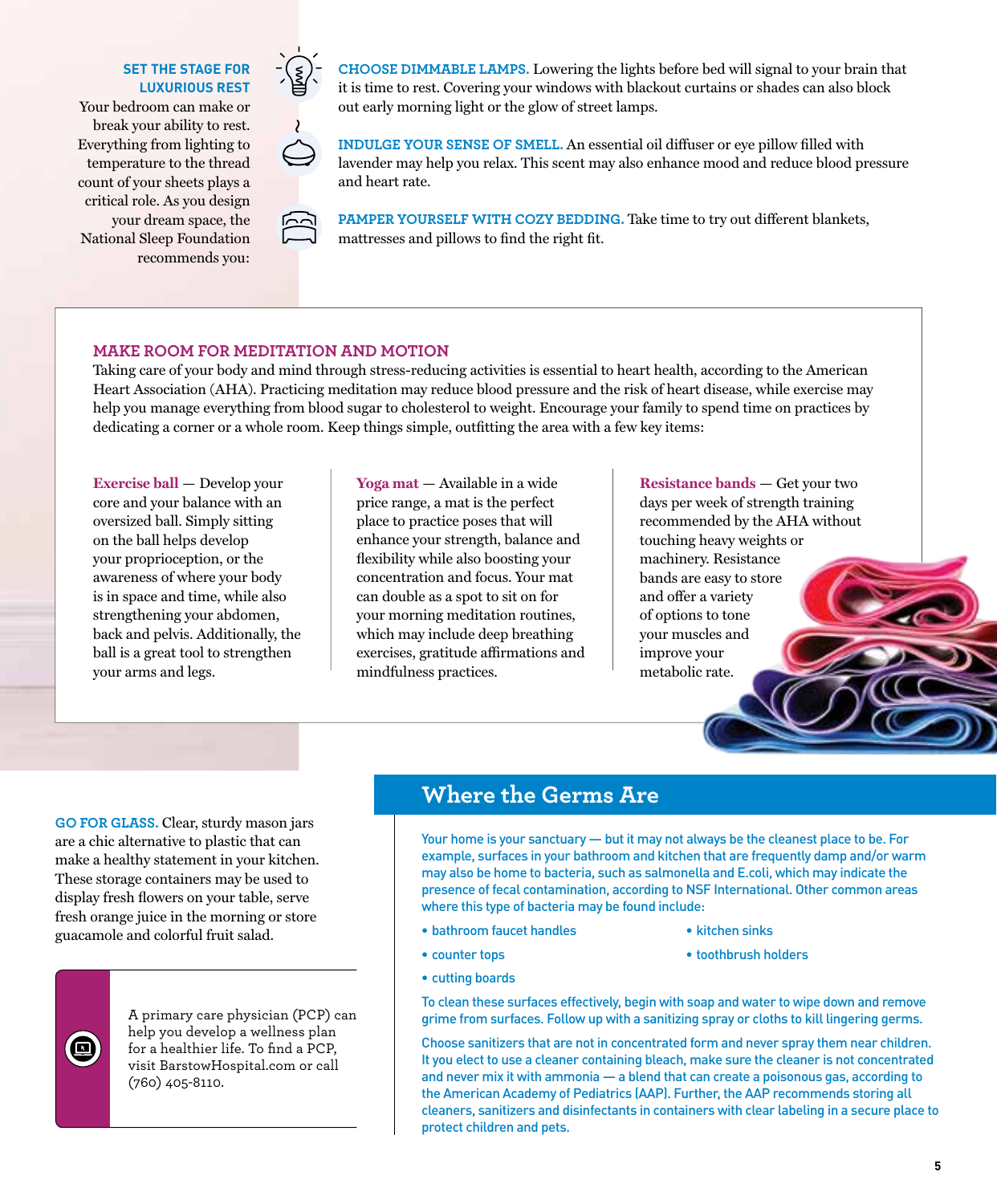### SET THE STAGE FOR LUXURIOUS REST

Your bedroom can make or break your ability to rest. Everything from lighting to temperature to the thread count of your sheets plays a critical role. As you design your dream space, the National Sleep Foundation recommends you:

**CHOOSE DIMMABLE LAMPS.** Lowering the lights before bed will signal to your brain that it is time to rest. Covering your windows with blackout curtains or shades can also block out early morning light or the glow of street lamps.

**INDULGE YOUR SENSE OF SMELL.** An essential oil diffuser or eye pillow filled with lavender may help you relax. This scent may also enhance mood and reduce blood pressure and heart rate.

**PAMPER YOURSELF WITH COZY BEDDING.** Take time to try out different blankets, mattresses and pillows to find the right fit.

### MAKE ROOM FOR MEDITATION AND MOTION

Taking care of your body and mind through stress-reducing activities is essential to heart health, according to the American Heart Association (AHA). Practicing meditation may reduce blood pressure and the risk of heart disease, while exercise may help you manage everything from blood sugar to cholesterol to weight. Encourage your family to spend time on practices by dedicating a corner or a whole room. Keep things simple, outfitting the area with a few key items:

**Exercise ball** — Develop your core and your balance with an oversized ball. Simply sitting on the ball helps develop your proprioception, or the awareness of where your body is in space and time, while also strengthening your abdomen, back and pelvis. Additionally, the ball is a great tool to strengthen your arms and legs.

**Yoga mat** — Available in a wide price range, a mat is the perfect place to practice poses that will enhance your strength, balance and flexibility while also boosting your concentration and focus. Your mat can double as a spot to sit on for your morning meditation routines, which may include deep breathing exercises, gratitude affirmations and mindfulness practices.

**Resistance bands** — Get your two days per week of strength training recommended by the AHA without touching heavy weights or machinery. Resistance bands are easy to store and offer a variety of options to tone your muscles and improve your metabolic rate.

**GO FOR GLASS.** Clear, sturdy mason jars are a chic alternative to plastic that can make a healthy statement in your kitchen. These storage containers may be used to display fresh flowers on your table, serve fresh orange juice in the morning or store guacamole and colorful fruit salad.

A primary care physician (PCP) can help you develop a wellness plan for a healthier life. To find a PCP, visit BarstowHospital.com or call (760) 405-8110.

## Where the Germs Are

Your home is your sanctuary — but it may not always be the cleanest place to be. For example, surfaces in your bathroom and kitchen that are frequently damp and/or warm may also be home to bacteria, such as salmonella and E.coli, which may indicate the presence of fecal contamination, according to NSF International. Other common areas where this type of bacteria may be found include:

- bathroom faucet handles
- counter tops
- cutting boards
- kitchen sinks
- toothbrush holders

To clean these surfaces effectively, begin with soap and water to wipe down and remove grime from surfaces. Follow up with a sanitizing spray or cloths to kill lingering germs.

Choose sanitizers that are not in concentrated form and never spray them near children. It you elect to use a cleaner containing bleach, make sure the cleaner is not concentrated and never mix it with ammonia — a blend that can create a poisonous gas, according to the American Academy of Pediatrics (AAP). Further, the AAP recommends storing all cleaners, sanitizers and disinfectants in containers with clear labeling in a secure place to protect children and pets.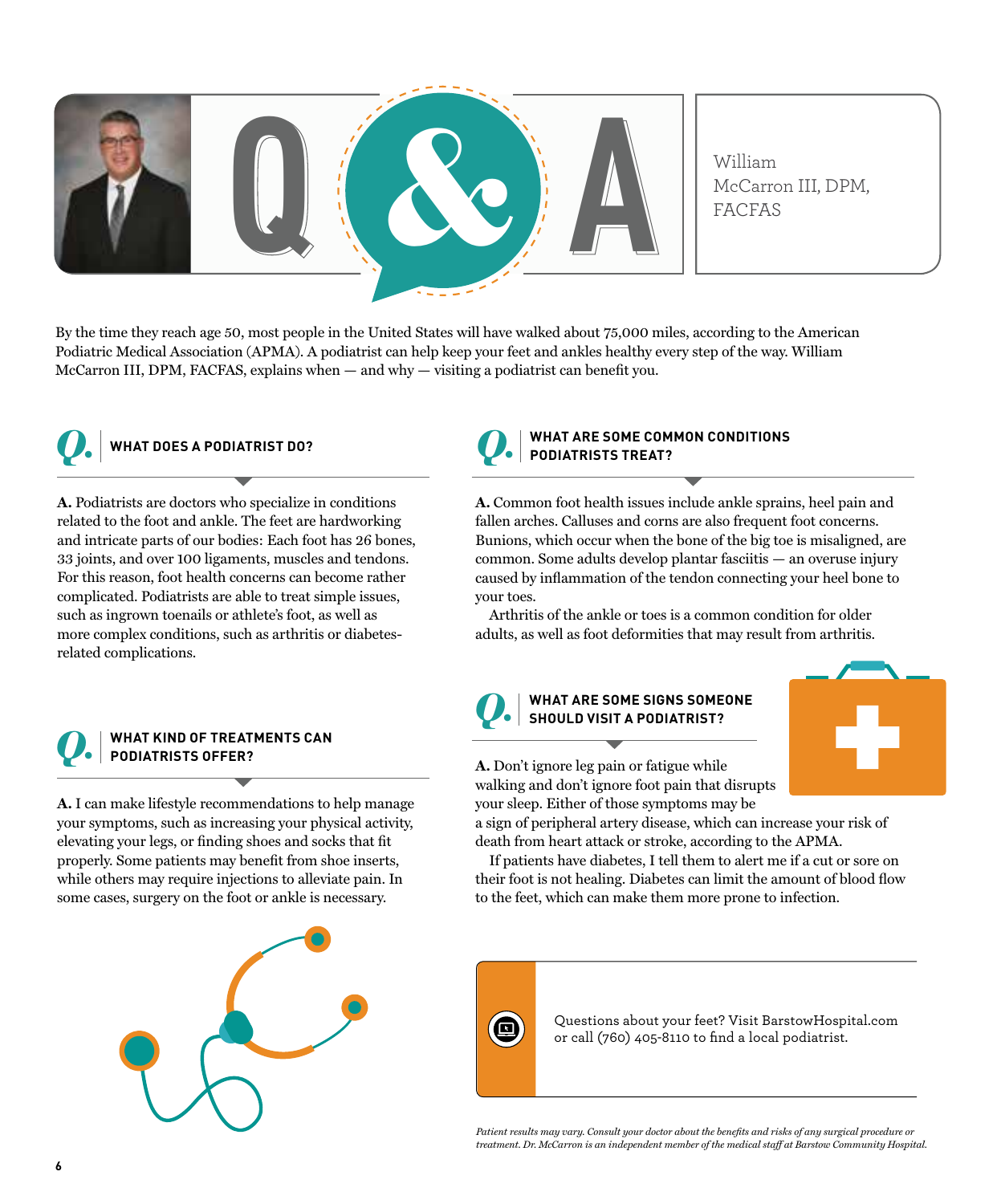# Q&A

William McCarron III, DPM, FACFAS

By the time they reach age 50, most people in the United States will have walked about 75,000 miles, according to the American Podiatric Medical Association (APMA). A podiatrist can help keep your feet and ankles healthy every step of the way. William McCarron III, DPM, FACFAS, explains when — and why — visiting a podiatrist can benefit you.

## Q. WHAT DOES A PODIATRIST DO?

**A.** Podiatrists are doctors who specialize in conditions related to the foot and ankle. The feet are hardworking and intricate parts of our bodies: Each foot has 26 bones, 33 joints, and over 100 ligaments, muscles and tendons. For this reason, foot health concerns can become rather complicated. Podiatrists are able to treat simple issues, such as ingrown toenails or athlete's foot, as well as more complex conditions, such as arthritis or diabetes-related complications.

## Q. WHAT KIND OF TREATMENTS CAN PODIATRISTS OFFER?

**A.** I can make lifestyle recommendations to help manage your symptoms, such as increasing your physical activity, elevating your legs, or finding shoes and socks that fit properly. Some patients may benefit from shoe inserts, while others may require injections to alleviate pain. In some cases, surgery on the foot or ankle is necessary.

## Q. WHAT ARE SOME COMMON CONDITIONS PODIATRISTS TREAT?

**A.** Common foot health issues include ankle sprains, heel pain and fallen arches. Calluses and corns are also frequent foot concerns. Bunions, which occur when the bone of the big toe is misaligned, are common. Some adults develop plantar fasciitis — an overuse injury caused by inflammation of the tendon connecting your heel bone to your toes.

Arthritis of the ankle or toes is a common condition for older adults, as well as foot deformities that may result from arthritis.

## Q. WHAT ARE SOME SIGNS SOMEONE SHOULD VISIT A PODIATRIST?

**A.** Don't ignore leg pain or fatigue while walking and don't ignore foot pain that disrupts your sleep. Either of those symptoms may be a sign of peripheral artery disease, which can increase your risk of death from heart attack or stroke, according to the APMA.

If patients have diabetes, I tell them to alert me if a cut or sore on their foot is not healing. Diabetes can limit the amount of blood flow to the feet, which can make them more prone to infection.

Questions about your feet? Visit BarstowHospital.com or call (760) 405-8110 to find a local podiatrist.

*Patient results may vary. Consult your doctor about the benefits and risks of any surgical procedure or treatment. Dr. McCarron is an independent member of the medical staff at Barstow Community Hospital.*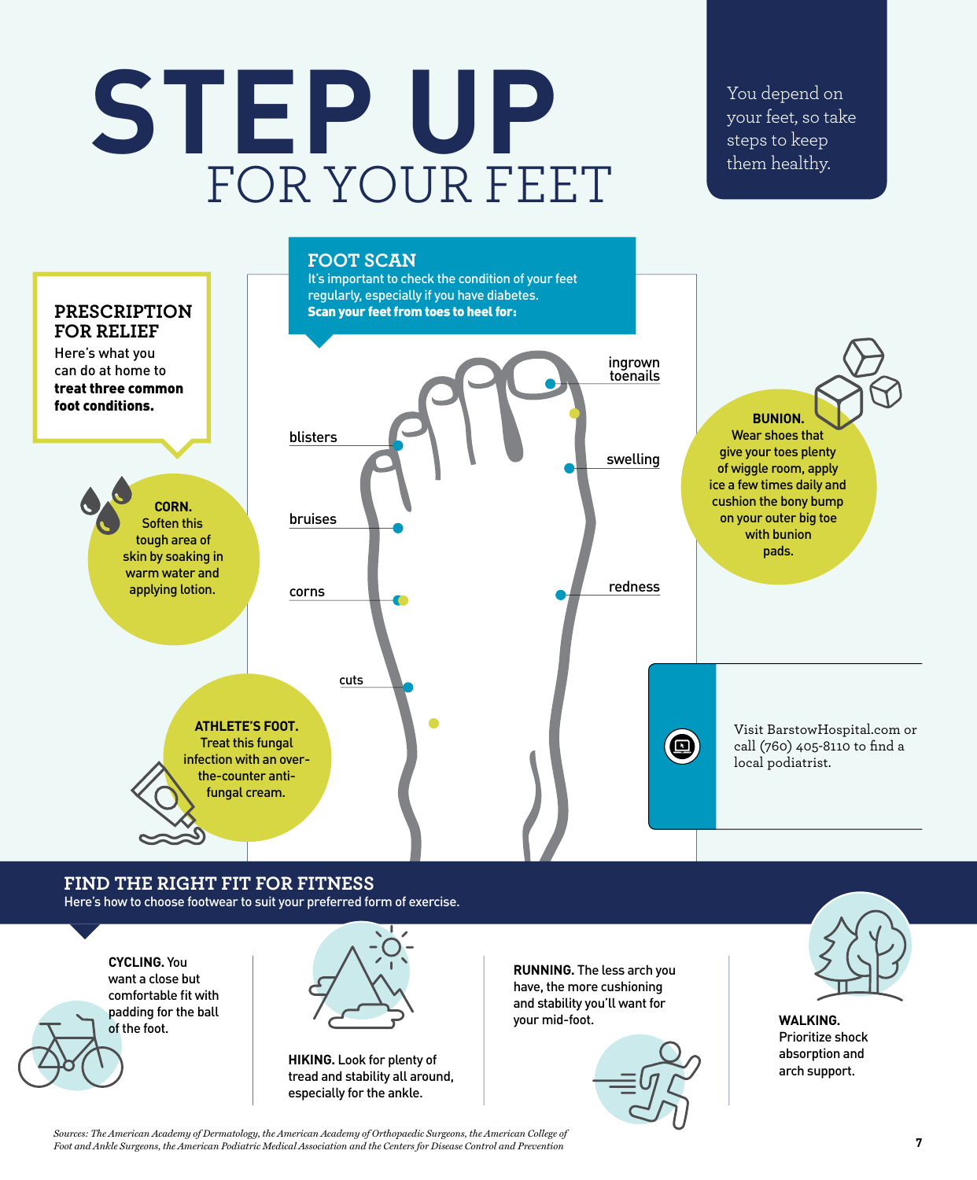# STEP UP FOR YOUR FEET

You depend on your feet, so take steps to keep them healthy.

## FOOT SCAN

It's important to check the condition of your feet regularly, especially if you have diabetes.

**Scan your feet from toes to heel for:**

- ingrown toenails
- blisters
- swelling
- bruises
- redness
- corns
- cuts

## PRESCRIPTION FOR RELIEF

Here's what you can do at home to **treat three common foot conditions.**

**CORN.** Soften this tough area of skin by soaking in warm water and applying lotion.

**ATHLETE'S FOOT.** Treat this fungal infection with an over-the-counter anti-fungal cream.

**BUNION.** Wear shoes that give your toes plenty of wiggle room, apply ice a few times daily and cushion the bony bump on your outer big toe with bunion pads.

Visit BarstowHospital.com or call (760) 405-8110 to find a local podiatrist.

## FIND THE RIGHT FIT FOR FITNESS

Here's how to choose footwear to suit your preferred form of exercise.

**CYCLING.** You want a close but comfortable fit with padding for the ball of the foot.

**HIKING.** Look for plenty of tread and stability all around, especially for the ankle.

**RUNNING.** The less arch you have, the more cushioning and stability you'll want for your mid-foot.

**WALKING.** Prioritize shock absorption and arch support.

*Sources: The American Academy of Dermatology, the American Academy of Orthopaedic Surgeons, the American College of Foot and Ankle Surgeons, the American Podiatric Medical Association and the Centers for Disease Control and Prevention*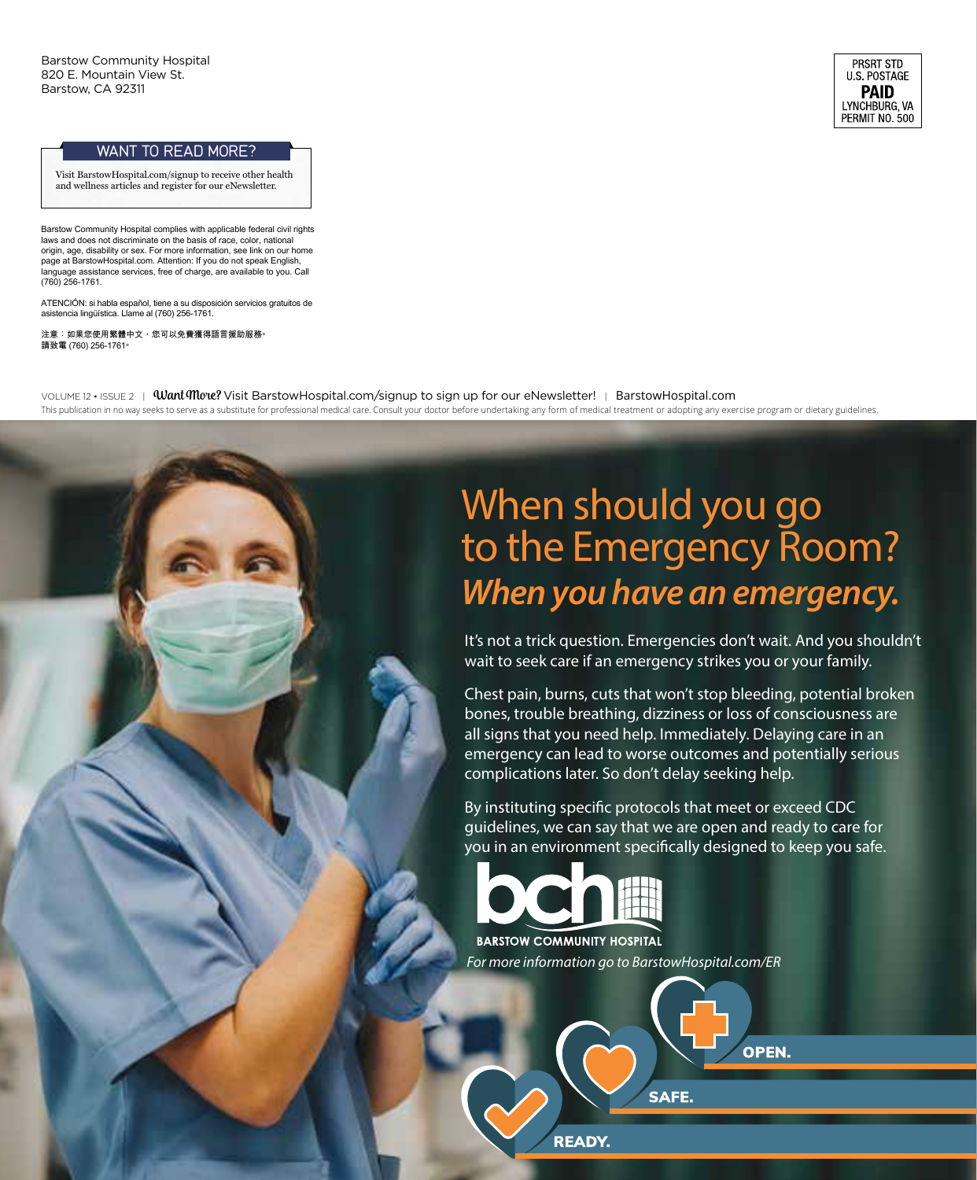Barstow Community Hospital
820 E. Mountain View St.
Barstow, CA 92311

PRSRT STD
U.S. POSTAGE
**PAID**
LYNCHBURG, VA
PERMIT NO. 500

## WANT TO READ MORE?

Visit BarstowHospital.com/signup to receive other health and wellness articles and register for our eNewsletter.

Barstow Community Hospital complies with applicable federal civil rights laws and does not discriminate on the basis of race, color, national origin, age, disability or sex. For more information, see link on our home page at BarstowHospital.com. Attention: If you do not speak English, language assistance services, free of charge, are available to you. Call (760) 256-1761.

ATENCIÓN: si habla español, tiene a su disposición servicios gratuitos de asistencia lingüística. Llame al (760) 256-1761.

注意：如果您使用繁體中文，您可以免費獲得語言援助服務。請致電 (760) 256-1761。

*Want More?* Visit BarstowHospital.com/signup to sign up for our eNewsletter! | BarstowHospital.com

This publication in no way seeks to serve as a substitute for professional medical care. Consult your doctor before undertaking any form of medical treatment or adopting any exercise program or dietary guidelines.

# When should you go to the Emergency Room?

## *When you have an emergency.*

It's not a trick question. Emergencies don't wait. And you shouldn't wait to seek care if an emergency strikes you or your family.

Chest pain, burns, cuts that won't stop bleeding, potential broken bones, trouble breathing, dizziness or loss of consciousness are all signs that you need help. Immediately. Delaying care in an emergency can lead to worse outcomes and potentially serious complications later. So don't delay seeking help.

By instituting specific protocols that meet or exceed CDC guidelines, we can say that we are open and ready to care for you in an environment specifically designed to keep you safe.

bch
BARSTOW COMMUNITY HOSPITAL

*For more information go to BarstowHospital.com/ER*

OPEN.
SAFE.
READY.